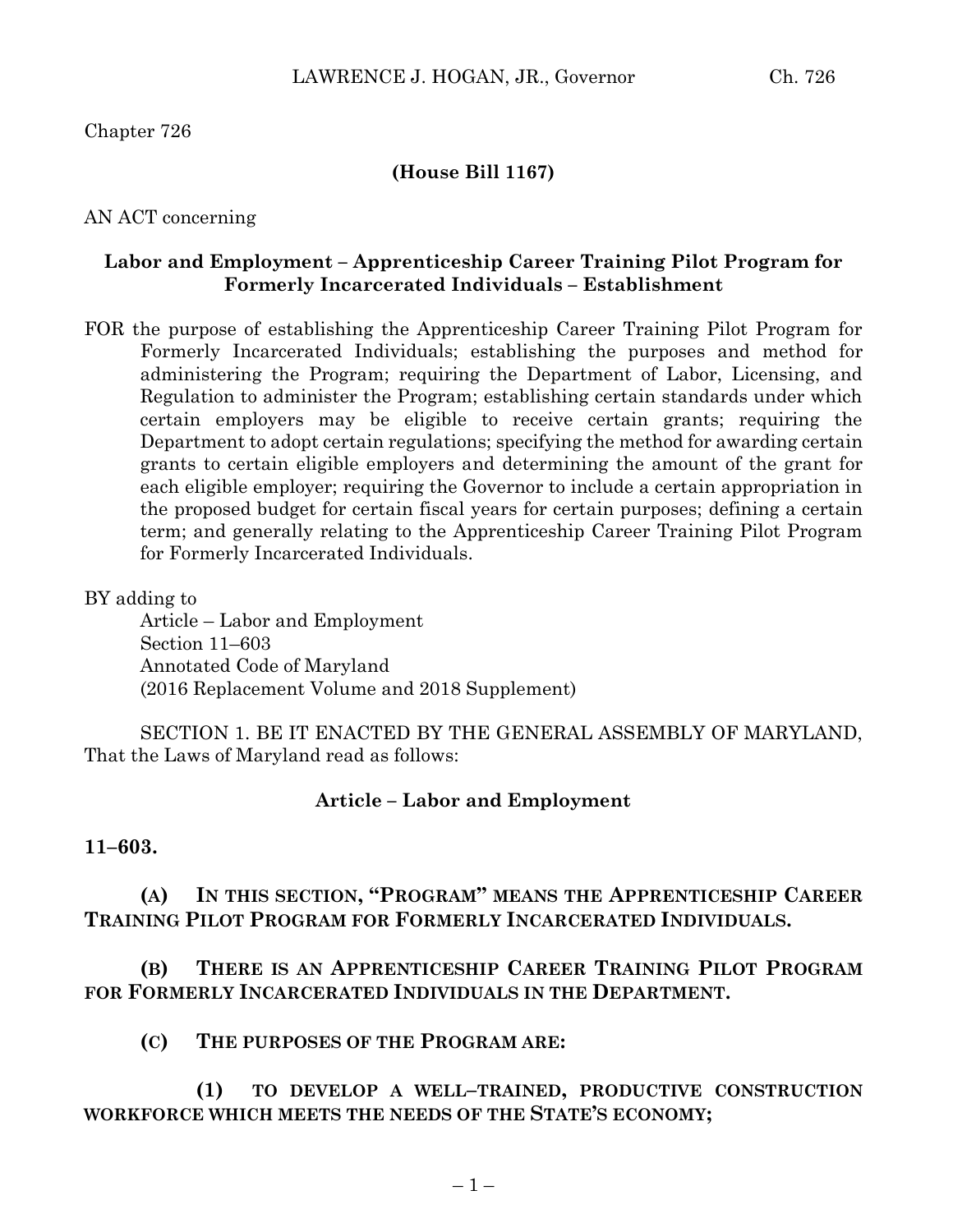Chapter 726

**(House Bill 1167)**

AN ACT concerning

**Labor and Employment – Apprenticeship Career Training Pilot Program for Formerly Incarcerated Individuals – Establishment**

FOR the purpose of establishing the Apprenticeship Career Training Pilot Program for Formerly Incarcerated Individuals; establishing the purposes and method for administering the Program; requiring the Department of Labor, Licensing, and Regulation to administer the Program; establishing certain standards under which certain employers may be eligible to receive certain grants; requiring the Department to adopt certain regulations; specifying the method for awarding certain grants to certain eligible employers and determining the amount of the grant for each eligible employer; requiring the Governor to include a certain appropriation in the proposed budget for certain fiscal years for certain purposes; defining a certain term; and generally relating to the Apprenticeship Career Training Pilot Program for Formerly Incarcerated Individuals.

BY adding to
Article – Labor and Employment
Section 11–603
Annotated Code of Maryland
(2016 Replacement Volume and 2018 Supplement)

SECTION 1. BE IT ENACTED BY THE GENERAL ASSEMBLY OF MARYLAND, That the Laws of Maryland read as follows:

**Article – Labor and Employment**

**11–603.**

**(A) IN THIS SECTION, "PROGRAM" MEANS THE APPRENTICESHIP CAREER TRAINING PILOT PROGRAM FOR FORMERLY INCARCERATED INDIVIDUALS.**

**(B) THERE IS AN APPRENTICESHIP CAREER TRAINING PILOT PROGRAM FOR FORMERLY INCARCERATED INDIVIDUALS IN THE DEPARTMENT.**

**(C) THE PURPOSES OF THE PROGRAM ARE:**

**(1) TO DEVELOP A WELL–TRAINED, PRODUCTIVE CONSTRUCTION WORKFORCE WHICH MEETS THE NEEDS OF THE STATE'S ECONOMY;**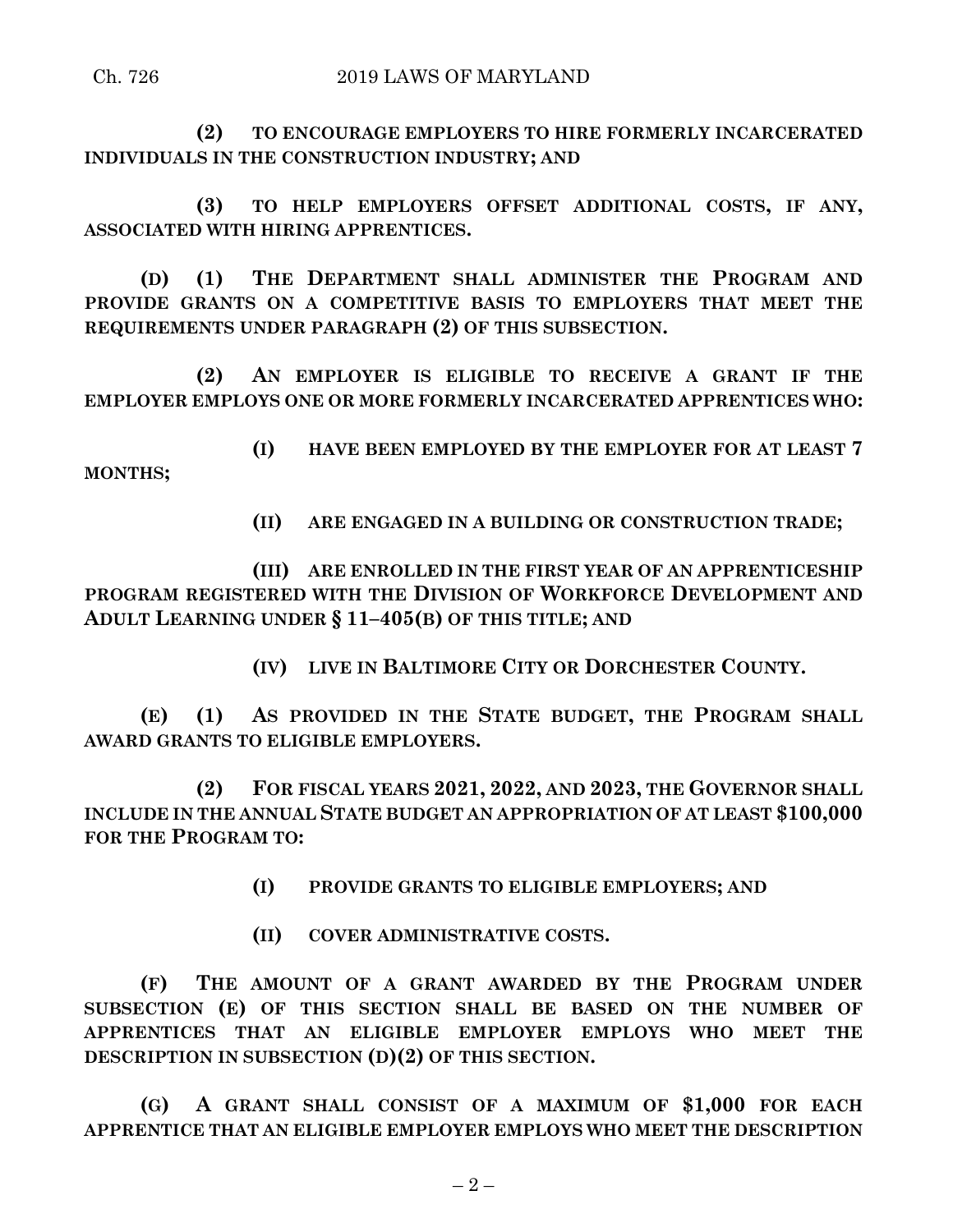**(2) TO ENCOURAGE EMPLOYERS TO HIRE FORMERLY INCARCERATED INDIVIDUALS IN THE CONSTRUCTION INDUSTRY; AND**

**(3) TO HELP EMPLOYERS OFFSET ADDITIONAL COSTS, IF ANY, ASSOCIATED WITH HIRING APPRENTICES.**

**(D) (1) THE DEPARTMENT SHALL ADMINISTER THE PROGRAM AND PROVIDE GRANTS ON A COMPETITIVE BASIS TO EMPLOYERS THAT MEET THE REQUIREMENTS UNDER PARAGRAPH (2) OF THIS SUBSECTION.**

**(2) AN EMPLOYER IS ELIGIBLE TO RECEIVE A GRANT IF THE EMPLOYER EMPLOYS ONE OR MORE FORMERLY INCARCERATED APPRENTICES WHO:**

**(I) HAVE BEEN EMPLOYED BY THE EMPLOYER FOR AT LEAST 7 MONTHS;**

**(II) ARE ENGAGED IN A BUILDING OR CONSTRUCTION TRADE;**

**(III) ARE ENROLLED IN THE FIRST YEAR OF AN APPRENTICESHIP PROGRAM REGISTERED WITH THE DIVISION OF WORKFORCE DEVELOPMENT AND ADULT LEARNING UNDER § 11–405(B) OF THIS TITLE; AND**

**(IV) LIVE IN BALTIMORE CITY OR DORCHESTER COUNTY.**

**(E) (1) AS PROVIDED IN THE STATE BUDGET, THE PROGRAM SHALL AWARD GRANTS TO ELIGIBLE EMPLOYERS.**

**(2) FOR FISCAL YEARS 2021, 2022, AND 2023, THE GOVERNOR SHALL INCLUDE IN THE ANNUAL STATE BUDGET AN APPROPRIATION OF AT LEAST $100,000 FOR THE PROGRAM TO:**

**(I) PROVIDE GRANTS TO ELIGIBLE EMPLOYERS; AND**

**(II) COVER ADMINISTRATIVE COSTS.**

**(F) THE AMOUNT OF A GRANT AWARDED BY THE PROGRAM UNDER SUBSECTION (E) OF THIS SECTION SHALL BE BASED ON THE NUMBER OF APPRENTICES THAT AN ELIGIBLE EMPLOYER EMPLOYS WHO MEET THE DESCRIPTION IN SUBSECTION (D)(2) OF THIS SECTION.**

**(G) A GRANT SHALL CONSIST OF A MAXIMUM OF $1,000 FOR EACH APPRENTICE THAT AN ELIGIBLE EMPLOYER EMPLOYS WHO MEET THE DESCRIPTION**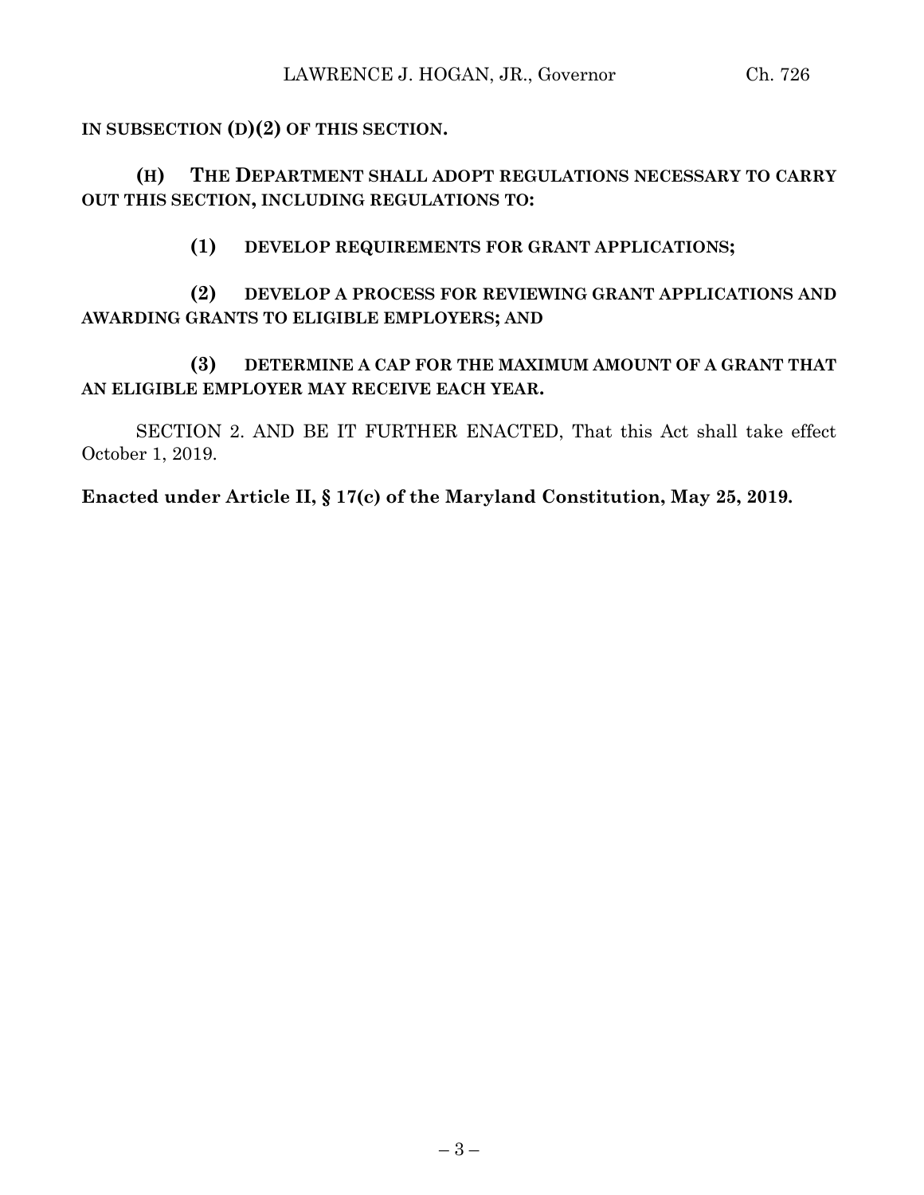**IN SUBSECTION (D)(2) OF THIS SECTION.**

**(H) THE DEPARTMENT SHALL ADOPT REGULATIONS NECESSARY TO CARRY OUT THIS SECTION, INCLUDING REGULATIONS TO:**

**(1) DEVELOP REQUIREMENTS FOR GRANT APPLICATIONS;**

**(2) DEVELOP A PROCESS FOR REVIEWING GRANT APPLICATIONS AND AWARDING GRANTS TO ELIGIBLE EMPLOYERS; AND**

**(3) DETERMINE A CAP FOR THE MAXIMUM AMOUNT OF A GRANT THAT AN ELIGIBLE EMPLOYER MAY RECEIVE EACH YEAR.**

SECTION 2. AND BE IT FURTHER ENACTED, That this Act shall take effect October 1, 2019.

**Enacted under Article II, § 17(c) of the Maryland Constitution, May 25, 2019.**